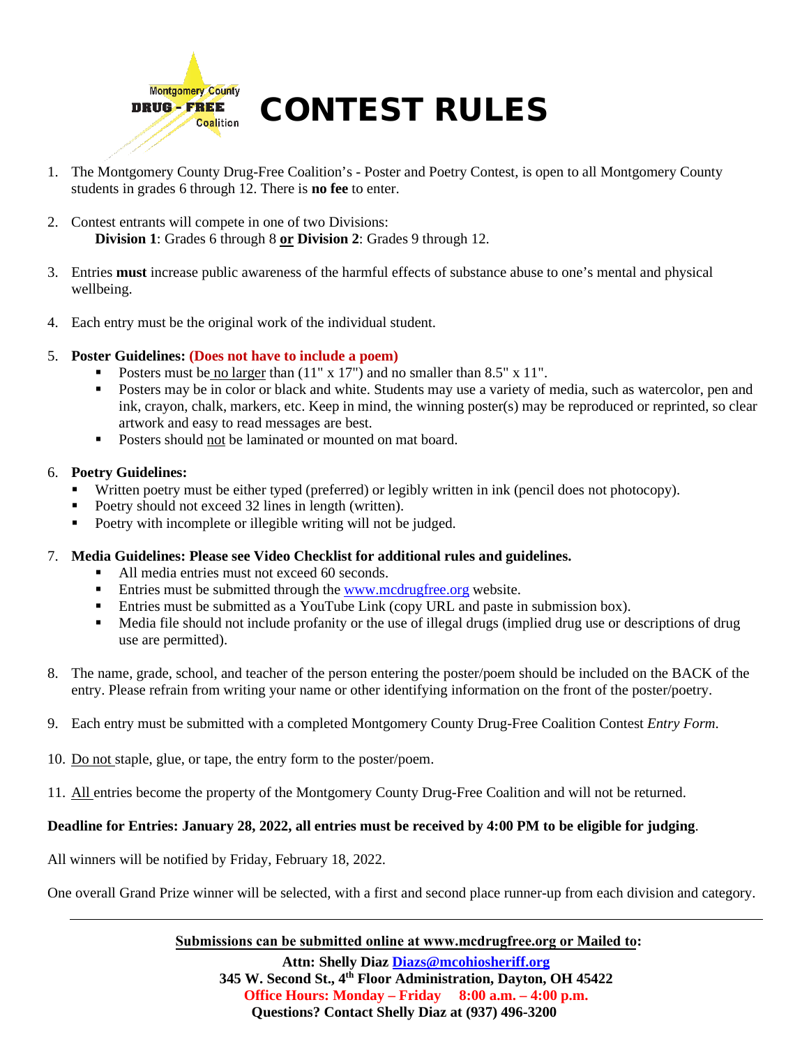Montgomery County DRUG - FREE Coalition

# CONTEST RULES

1. The Montgomery County Drug-Free Coalition's - Poster and Poetry Contest, is open to all Montgomery County students in grades 6 through 12. There is **no fee** to enter.

2. Contest entrants will compete in one of two Divisions:
   **Division 1**: Grades 6 through 8 **or** **Division 2**: Grades 9 through 12.

3. Entries **must** increase public awareness of the harmful effects of substance abuse to one's mental and physical wellbeing.

4. Each entry must be the original work of the individual student.

5. **Poster Guidelines: (Does not have to include a poem)**
   - Posters must be no larger than (11" x 17") and no smaller than 8.5" x 11".
   - Posters may be in color or black and white. Students may use a variety of media, such as watercolor, pen and ink, crayon, chalk, markers, etc. Keep in mind, the winning poster(s) may be reproduced or reprinted, so clear artwork and easy to read messages are best.
   - Posters should not be laminated or mounted on mat board.

6. **Poetry Guidelines:**
   - Written poetry must be either typed (preferred) or legibly written in ink (pencil does not photocopy).
   - Poetry should not exceed 32 lines in length (written).
   - Poetry with incomplete or illegible writing will not be judged.

7. **Media Guidelines: Please see Video Checklist for additional rules and guidelines.**
   - All media entries must not exceed 60 seconds.
   - Entries must be submitted through the www.mcdrugfree.org website.
   - Entries must be submitted as a YouTube Link (copy URL and paste in submission box).
   - Media file should not include profanity or the use of illegal drugs (implied drug use or descriptions of drug use are permitted).

8. The name, grade, school, and teacher of the person entering the poster/poem should be included on the BACK of the entry. Please refrain from writing your name or other identifying information on the front of the poster/poetry.

9. Each entry must be submitted with a completed Montgomery County Drug-Free Coalition Contest *Entry Form*.

10. Do not staple, glue, or tape, the entry form to the poster/poem.

11. All entries become the property of the Montgomery County Drug-Free Coalition and will not be returned.

**Deadline for Entries: January 28, 2022, all entries must be received by 4:00 PM to be eligible for judging**.

All winners will be notified by Friday, February 18, 2022.

One overall Grand Prize winner will be selected, with a first and second place runner-up from each division and category.

---

**Submissions can be submitted online at www.mcdrugfree.org or Mailed to:**

**Attn: Shelly Diaz Diazs@mcohiosheriff.org**
**345 W. Second St., 4th Floor Administration, Dayton, OH 45422**
**Office Hours: Monday – Friday 8:00 a.m. – 4:00 p.m.**
**Questions? Contact Shelly Diaz at (937) 496-3200**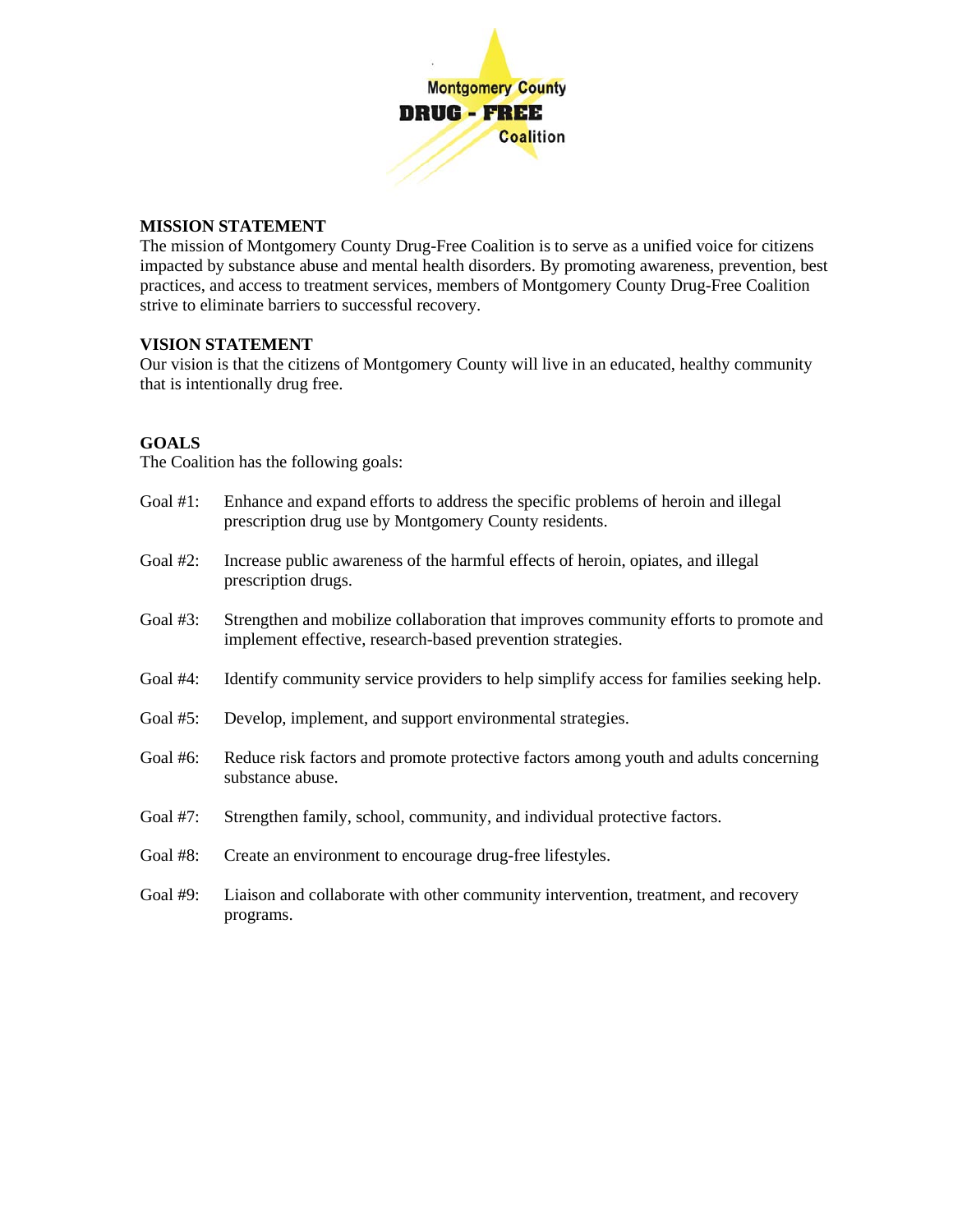Montgomery County
DRUG - FREE
Coalition

**MISSION STATEMENT**

The mission of Montgomery County Drug-Free Coalition is to serve as a unified voice for citizens impacted by substance abuse and mental health disorders. By promoting awareness, prevention, best practices, and access to treatment services, members of Montgomery County Drug-Free Coalition strive to eliminate barriers to successful recovery.

**VISION STATEMENT**

Our vision is that the citizens of Montgomery County will live in an educated, healthy community that is intentionally drug free.

**GOALS**

The Coalition has the following goals:

Goal #1: Enhance and expand efforts to address the specific problems of heroin and illegal prescription drug use by Montgomery County residents.

Goal #2: Increase public awareness of the harmful effects of heroin, opiates, and illegal prescription drugs.

Goal #3: Strengthen and mobilize collaboration that improves community efforts to promote and implement effective, research-based prevention strategies.

Goal #4: Identify community service providers to help simplify access for families seeking help.

Goal #5: Develop, implement, and support environmental strategies.

Goal #6: Reduce risk factors and promote protective factors among youth and adults concerning substance abuse.

Goal #7: Strengthen family, school, community, and individual protective factors.

Goal #8: Create an environment to encourage drug-free lifestyles.

Goal #9: Liaison and collaborate with other community intervention, treatment, and recovery programs.